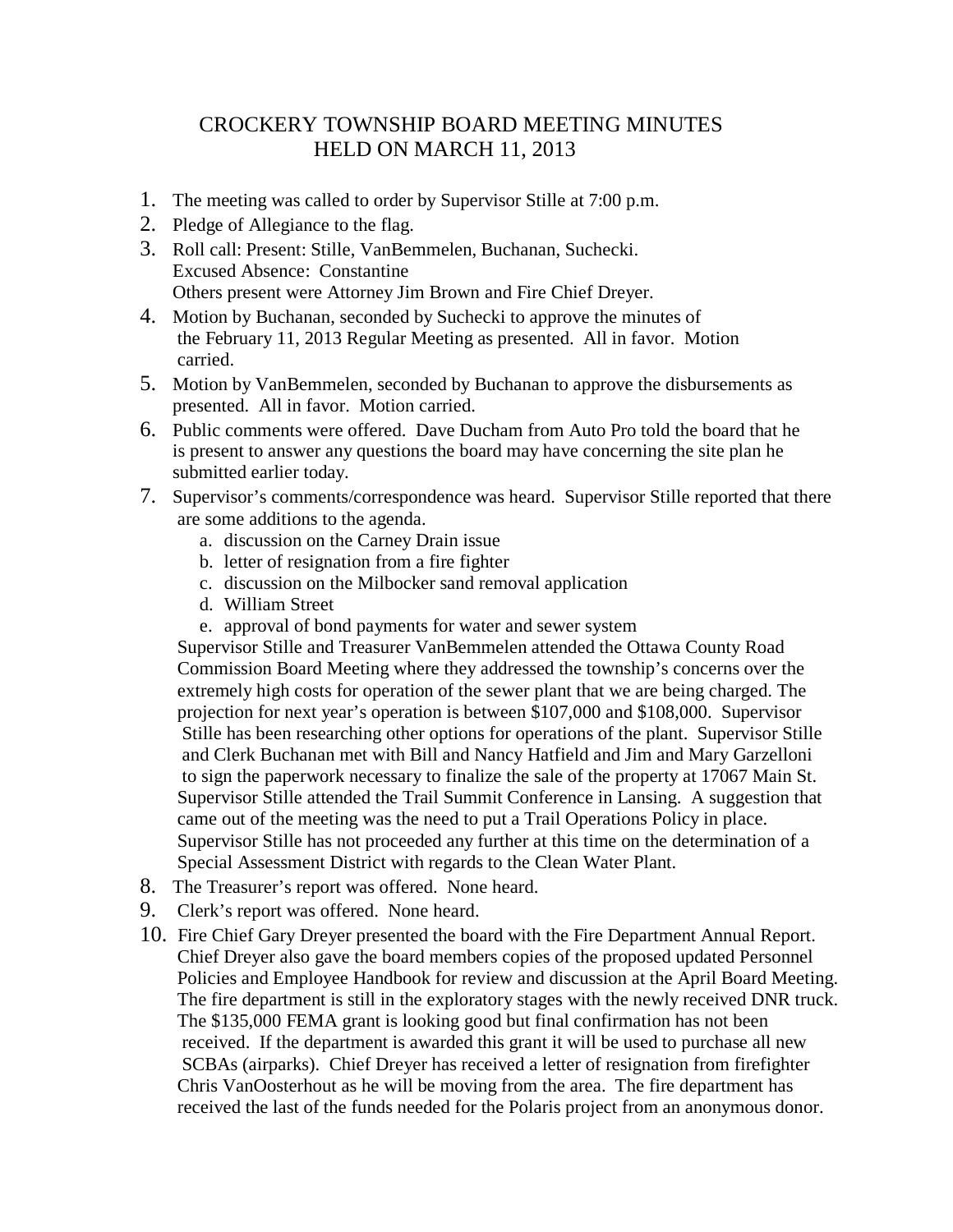# CROCKERY TOWNSHIP BOARD MEETING MINUTES
## HELD ON MARCH 11, 2013

1. The meeting was called to order by Supervisor Stille at 7:00 p.m.
2. Pledge of Allegiance to the flag.
3. Roll call: Present: Stille, VanBemmelen, Buchanan, Suchecki.
   Excused Absence: Constantine
   Others present were Attorney Jim Brown and Fire Chief Dreyer.
4. Motion by Buchanan, seconded by Suchecki to approve the minutes of the February 11, 2013 Regular Meeting as presented. All in favor. Motion carried.
5. Motion by VanBemmelen, seconded by Buchanan to approve the disbursements as presented. All in favor. Motion carried.
6. Public comments were offered. Dave Ducham from Auto Pro told the board that he is present to answer any questions the board may have concerning the site plan he submitted earlier today.
7. Supervisor's comments/correspondence was heard. Supervisor Stille reported that there are some additions to the agenda.
   a. discussion on the Carney Drain issue
   b. letter of resignation from a fire fighter
   c. discussion on the Milbocker sand removal application
   d. William Street
   e. approval of bond payments for water and sewer system

   Supervisor Stille and Treasurer VanBemmelen attended the Ottawa County Road Commission Board Meeting where they addressed the township's concerns over the extremely high costs for operation of the sewer plant that we are being charged. The projection for next year's operation is between $107,000 and $108,000. Supervisor Stille has been researching other options for operations of the plant. Supervisor Stille and Clerk Buchanan met with Bill and Nancy Hatfield and Jim and Mary Garzelloni to sign the paperwork necessary to finalize the sale of the property at 17067 Main St. Supervisor Stille attended the Trail Summit Conference in Lansing. A suggestion that came out of the meeting was the need to put a Trail Operations Policy in place. Supervisor Stille has not proceeded any further at this time on the determination of a Special Assessment District with regards to the Clean Water Plant.
8. The Treasurer's report was offered. None heard.
9. Clerk's report was offered. None heard.
10. Fire Chief Gary Dreyer presented the board with the Fire Department Annual Report. Chief Dreyer also gave the board members copies of the proposed updated Personnel Policies and Employee Handbook for review and discussion at the April Board Meeting. The fire department is still in the exploratory stages with the newly received DNR truck. The $135,000 FEMA grant is looking good but final confirmation has not been received. If the department is awarded this grant it will be used to purchase all new SCBAs (airparks). Chief Dreyer has received a letter of resignation from firefighter Chris VanOosterhout as he will be moving from the area. The fire department has received the last of the funds needed for the Polaris project from an anonymous donor.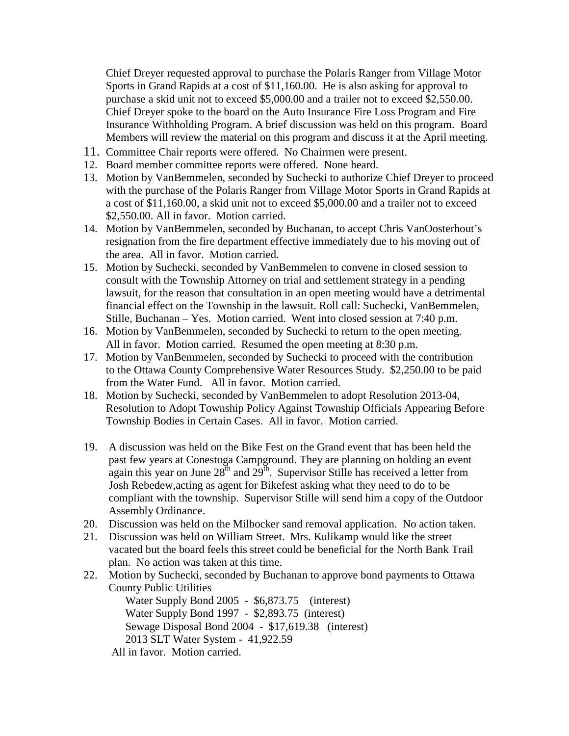Chief Dreyer requested approval to purchase the Polaris Ranger from Village Motor Sports in Grand Rapids at a cost of $11,160.00. He is also asking for approval to purchase a skid unit not to exceed $5,000.00 and a trailer not to exceed $2,550.00. Chief Dreyer spoke to the board on the Auto Insurance Fire Loss Program and Fire Insurance Withholding Program. A brief discussion was held on this program. Board Members will review the material on this program and discuss it at the April meeting.

11. Committee Chair reports were offered. No Chairmen were present.
12. Board member committee reports were offered. None heard.
13. Motion by VanBemmelen, seconded by Suchecki to authorize Chief Dreyer to proceed with the purchase of the Polaris Ranger from Village Motor Sports in Grand Rapids at a cost of $11,160.00, a skid unit not to exceed $5,000.00 and a trailer not to exceed $2,550.00. All in favor. Motion carried.
14. Motion by VanBemmelen, seconded by Buchanan, to accept Chris VanOosterhout's resignation from the fire department effective immediately due to his moving out of the area. All in favor. Motion carried.
15. Motion by Suchecki, seconded by VanBemmelen to convene in closed session to consult with the Township Attorney on trial and settlement strategy in a pending lawsuit, for the reason that consultation in an open meeting would have a detrimental financial effect on the Township in the lawsuit. Roll call: Suchecki, VanBemmelen, Stille, Buchanan – Yes. Motion carried. Went into closed session at 7:40 p.m.
16. Motion by VanBemmelen, seconded by Suchecki to return to the open meeting. All in favor. Motion carried. Resumed the open meeting at 8:30 p.m.
17. Motion by VanBemmelen, seconded by Suchecki to proceed with the contribution to the Ottawa County Comprehensive Water Resources Study. $2,250.00 to be paid from the Water Fund. All in favor. Motion carried.
18. Motion by Suchecki, seconded by VanBemmelen to adopt Resolution 2013-04, Resolution to Adopt Township Policy Against Township Officials Appearing Before Township Bodies in Certain Cases. All in favor. Motion carried.
19. A discussion was held on the Bike Fest on the Grand event that has been held the past few years at Conestoga Campground. They are planning on holding an event again this year on June 28th and 29th. Supervisor Stille has received a letter from Josh Rebedew,acting as agent for Bikefest asking what they need to do to be compliant with the township. Supervisor Stille will send him a copy of the Outdoor Assembly Ordinance.
20. Discussion was held on the Milbocker sand removal application. No action taken.
21. Discussion was held on William Street. Mrs. Kulikamp would like the street vacated but the board feels this street could be beneficial for the North Bank Trail plan. No action was taken at this time.
22. Motion by Suchecki, seconded by Buchanan to approve bond payments to Ottawa County Public Utilities

    Water Supply Bond 2005 - $6,873.75 (interest)
    Water Supply Bond 1997 - $2,893.75 (interest)
    Sewage Disposal Bond 2004 - $17,619.38 (interest)
    2013 SLT Water System - 41,922.59

    All in favor. Motion carried.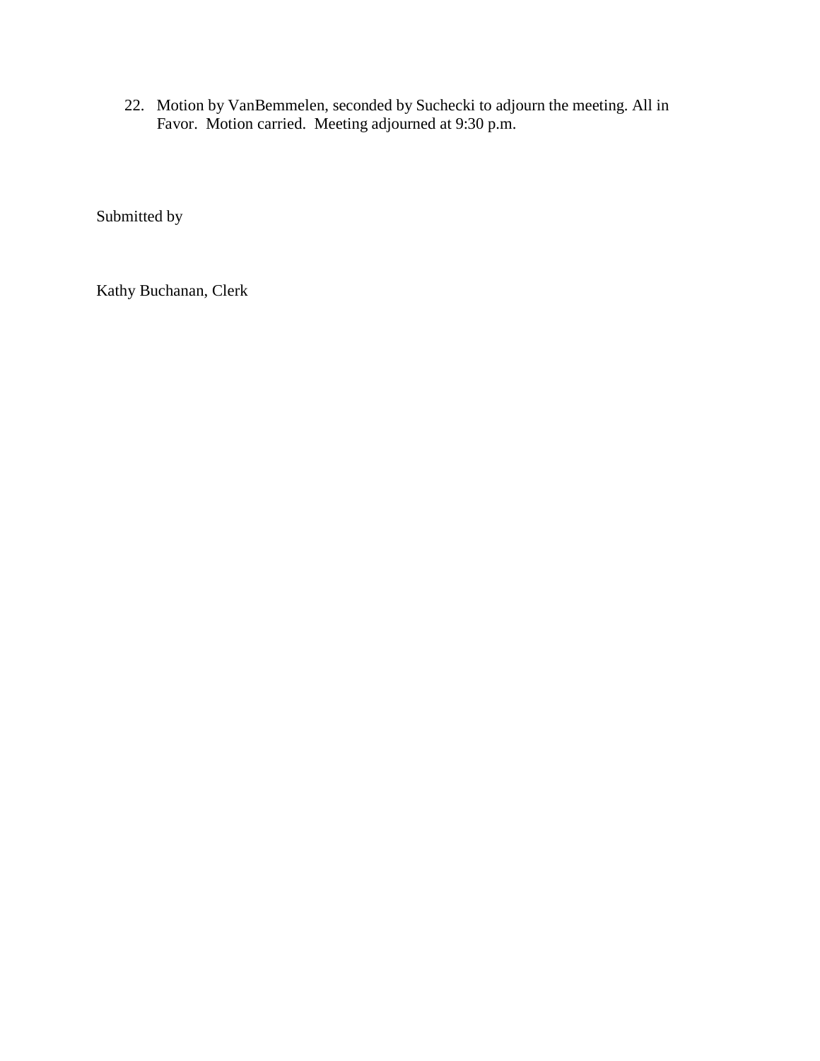22. Motion by VanBemmelen, seconded by Suchecki to adjourn the meeting. All in Favor. Motion carried. Meeting adjourned at 9:30 p.m.

Submitted by

Kathy Buchanan, Clerk